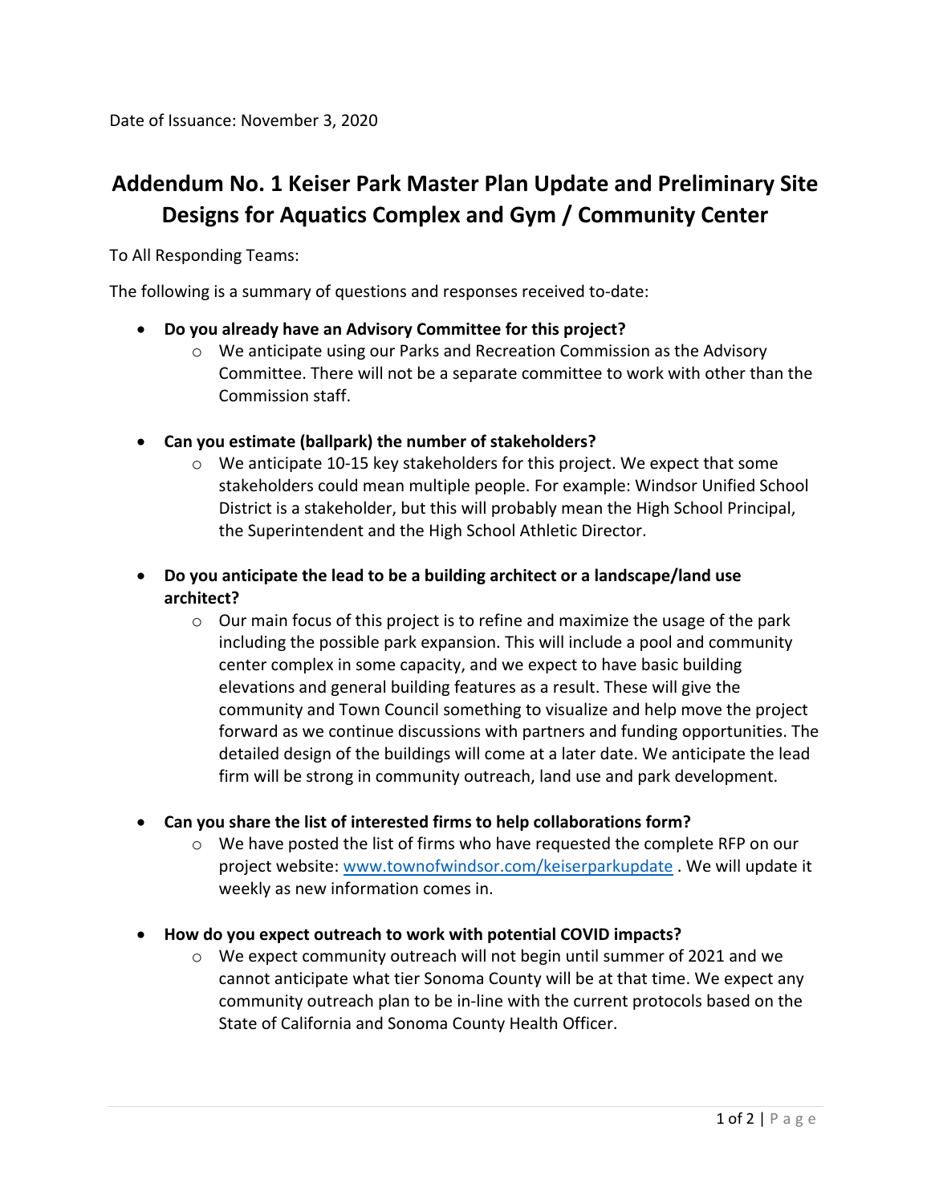Date of Issuance: November 3, 2020

# Addendum No. 1 Keiser Park Master Plan Update and Preliminary Site Designs for Aquatics Complex and Gym / Community Center

To All Responding Teams:

The following is a summary of questions and responses received to-date:

- **Do you already have an Advisory Committee for this project?**
  - We anticipate using our Parks and Recreation Commission as the Advisory Committee. There will not be a separate committee to work with other than the Commission staff.

- **Can you estimate (ballpark) the number of stakeholders?**
  - We anticipate 10-15 key stakeholders for this project. We expect that some stakeholders could mean multiple people. For example: Windsor Unified School District is a stakeholder, but this will probably mean the High School Principal, the Superintendent and the High School Athletic Director.

- **Do you anticipate the lead to be a building architect or a landscape/land use architect?**
  - Our main focus of this project is to refine and maximize the usage of the park including the possible park expansion. This will include a pool and community center complex in some capacity, and we expect to have basic building elevations and general building features as a result. These will give the community and Town Council something to visualize and help move the project forward as we continue discussions with partners and funding opportunities. The detailed design of the buildings will come at a later date. We anticipate the lead firm will be strong in community outreach, land use and park development.

- **Can you share the list of interested firms to help collaborations form?**
  - We have posted the list of firms who have requested the complete RFP on our project website: [www.townofwindsor.com/keiserparkupdate](http://www.townofwindsor.com/keiserparkupdate) . We will update it weekly as new information comes in.

- **How do you expect outreach to work with potential COVID impacts?**
  - We expect community outreach will not begin until summer of 2021 and we cannot anticipate what tier Sonoma County will be at that time. We expect any community outreach plan to be in-line with the current protocols based on the State of California and Sonoma County Health Officer.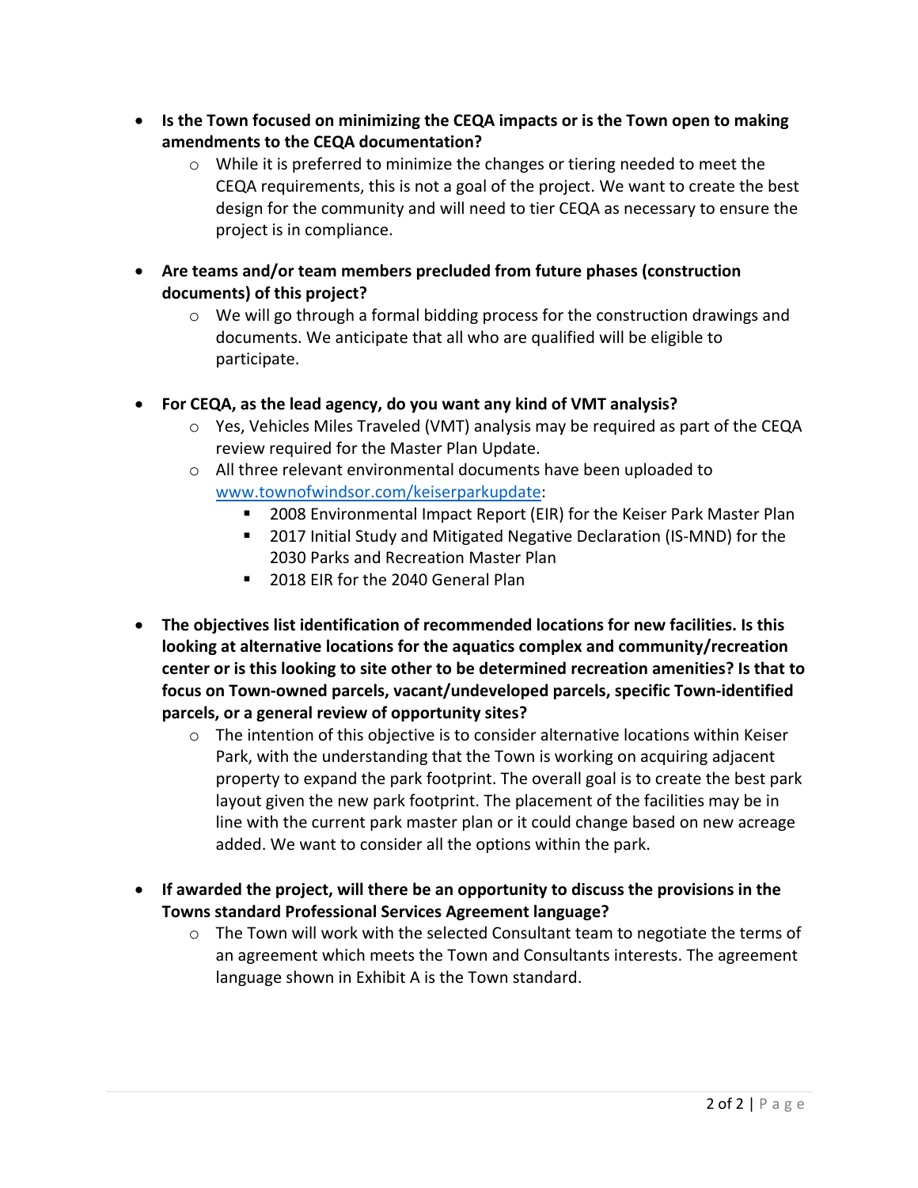- **Is the Town focused on minimizing the CEQA impacts or is the Town open to making amendments to the CEQA documentation?**
  - While it is preferred to minimize the changes or tiering needed to meet the CEQA requirements, this is not a goal of the project. We want to create the best design for the community and will need to tier CEQA as necessary to ensure the project is in compliance.

- **Are teams and/or team members precluded from future phases (construction documents) of this project?**
  - We will go through a formal bidding process for the construction drawings and documents. We anticipate that all who are qualified will be eligible to participate.

- **For CEQA, as the lead agency, do you want any kind of VMT analysis?**
  - Yes, Vehicles Miles Traveled (VMT) analysis may be required as part of the CEQA review required for the Master Plan Update.
  - All three relevant environmental documents have been uploaded to www.townofwindsor.com/keiserparkupdate:
    - 2008 Environmental Impact Report (EIR) for the Keiser Park Master Plan
    - 2017 Initial Study and Mitigated Negative Declaration (IS-MND) for the 2030 Parks and Recreation Master Plan
    - 2018 EIR for the 2040 General Plan

- **The objectives list identification of recommended locations for new facilities. Is this looking at alternative locations for the aquatics complex and community/recreation center or is this looking to site other to be determined recreation amenities? Is that to focus on Town-owned parcels, vacant/undeveloped parcels, specific Town-identified parcels, or a general review of opportunity sites?**
  - The intention of this objective is to consider alternative locations within Keiser Park, with the understanding that the Town is working on acquiring adjacent property to expand the park footprint. The overall goal is to create the best park layout given the new park footprint. The placement of the facilities may be in line with the current park master plan or it could change based on new acreage added. We want to consider all the options within the park.

- **If awarded the project, will there be an opportunity to discuss the provisions in the Towns standard Professional Services Agreement language?**
  - The Town will work with the selected Consultant team to negotiate the terms of an agreement which meets the Town and Consultants interests. The agreement language shown in Exhibit A is the Town standard.